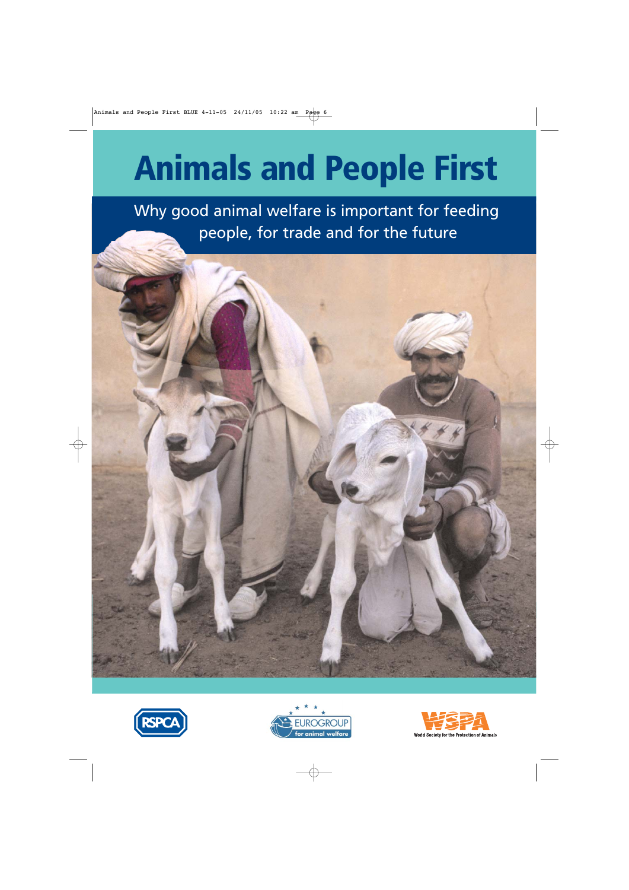# Animals and People First

Why good animal welfare is important for feeding people, for trade and for the future

RSPCA

EUROGROUP for animal welfare

WSPA World Society for the Protection of Animals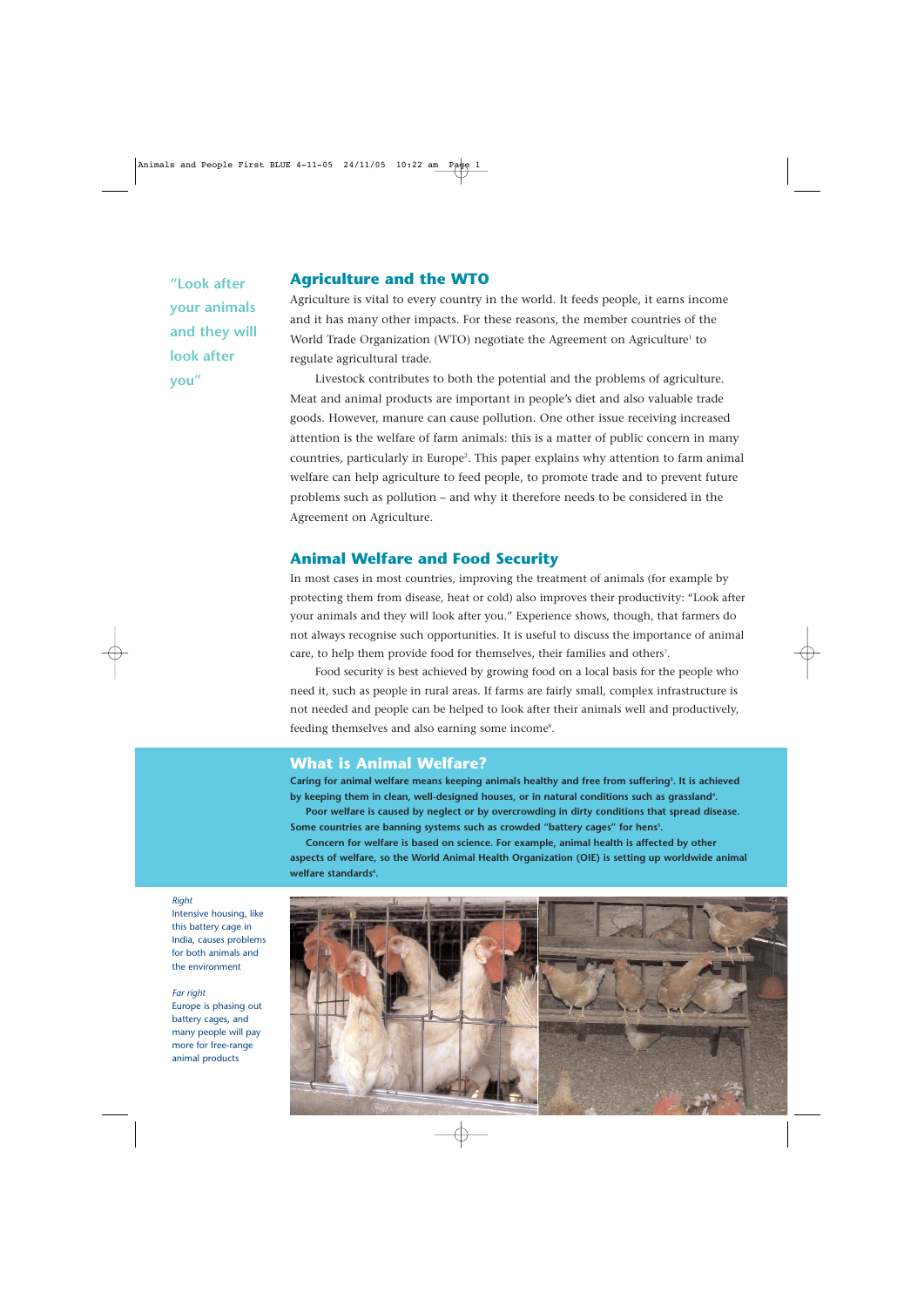"Look after your animals and they will look after you"

## Agriculture and the WTO

Agriculture is vital to every country in the world. It feeds people, it earns income and it has many other impacts. For these reasons, the member countries of the World Trade Organization (WTO) negotiate the Agreement on Agriculture[1] to regulate agricultural trade.

Livestock contributes to both the potential and the problems of agriculture. Meat and animal products are important in people's diet and also valuable trade goods. However, manure can cause pollution. One other issue receiving increased attention is the welfare of farm animals: this is a matter of public concern in many countries, particularly in Europe[2]. This paper explains why attention to farm animal welfare can help agriculture to feed people, to promote trade and to prevent future problems such as pollution – and why it therefore needs to be considered in the Agreement on Agriculture.

## Animal Welfare and Food Security

In most cases in most countries, improving the treatment of animals (for example by protecting them from disease, heat or cold) also improves their productivity: "Look after your animals and they will look after you." Experience shows, though, that farmers do not always recognise such opportunities. It is useful to discuss the importance of animal care, to help them provide food for themselves, their families and others[7].

Food security is best achieved by growing food on a local basis for the people who need it, such as people in rural areas. If farms are fairly small, complex infrastructure is not needed and people can be helped to look after their animals well and productively, feeding themselves and also earning some income[8].

## What is Animal Welfare?

**Caring for animal welfare means keeping animals healthy and free from suffering[3]. It is achieved by keeping them in clean, well-designed houses, or in natural conditions such as grassland[4].**

**Poor welfare is caused by neglect or by overcrowding in dirty conditions that spread disease. Some countries are banning systems such as crowded "battery cages" for hens[5].**

**Concern for welfare is based on science. For example, animal health is affected by other aspects of welfare, so the World Animal Health Organization (OIE) is setting up worldwide animal welfare standards[6].**

*Right*
Intensive housing, like this battery cage in India, causes problems for both animals and the environment

*Far right*
Europe is phasing out battery cages, and many people will pay more for free-range animal products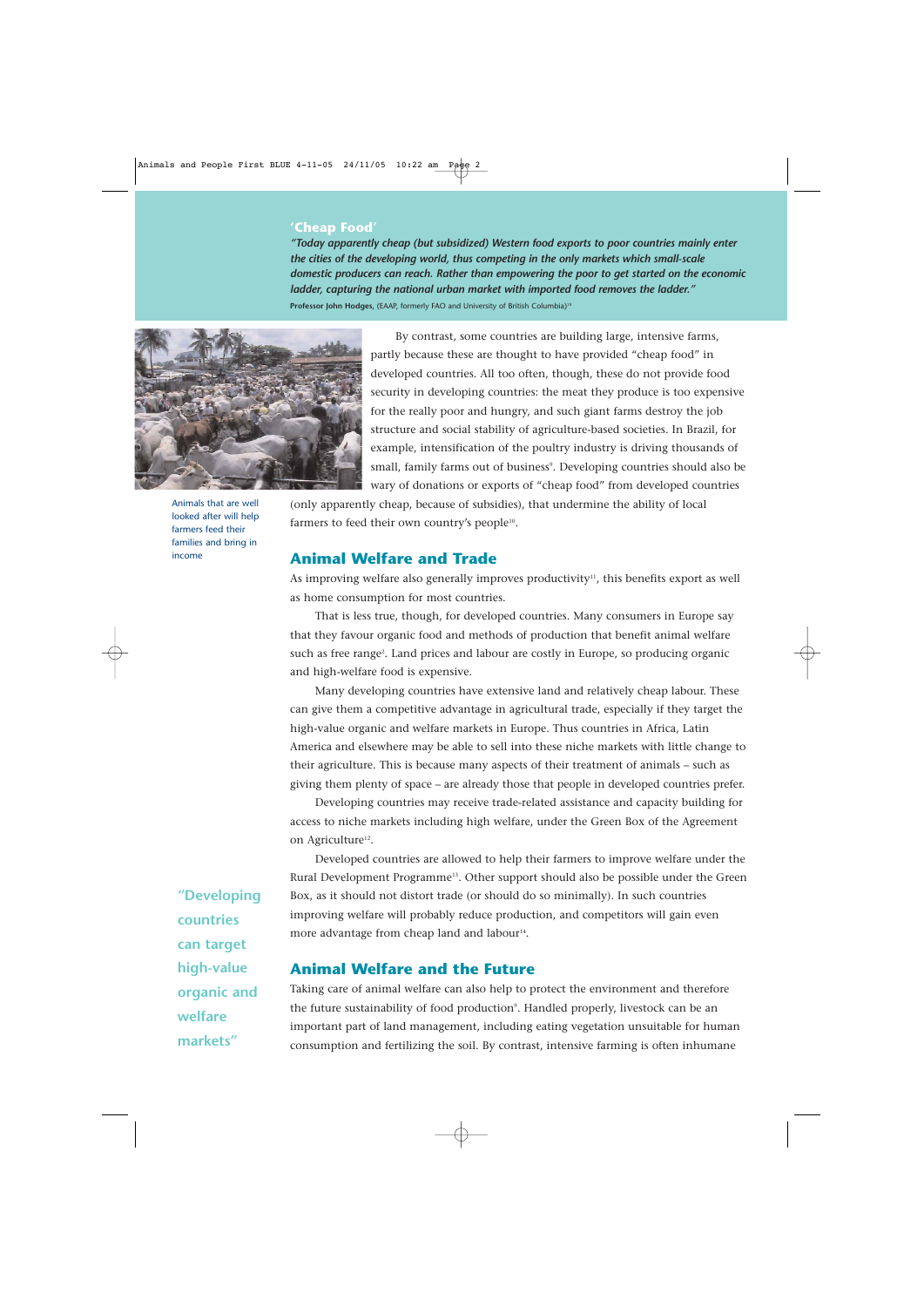## 'Cheap Food'

***"Today apparently cheap (but subsidized) Western food exports to poor countries mainly enter the cities of the developing world, thus competing in the only markets which small-scale domestic producers can reach. Rather than empowering the poor to get started on the economic ladder, capturing the national urban market with imported food removes the ladder."***

**Professor John Hodges,** (EAAP, formerly FAO and University of British Columbia)[18]

Animals that are well looked after will help farmers feed their families and bring in income

By contrast, some countries are building large, intensive farms, partly because these are thought to have provided "cheap food" in developed countries. All too often, though, these do not provide food security in developing countries: the meat they produce is too expensive for the really poor and hungry, and such giant farms destroy the job structure and social stability of agriculture-based societies. In Brazil, for example, intensification of the poultry industry is driving thousands of small, family farms out of business[9]. Developing countries should also be wary of donations or exports of "cheap food" from developed countries (only apparently cheap, because of subsidies), that undermine the ability of local farmers to feed their own country's people[10].

## Animal Welfare and Trade

As improving welfare also generally improves productivity[11], this benefits export as well as home consumption for most countries.

That is less true, though, for developed countries. Many consumers in Europe say that they favour organic food and methods of production that benefit animal welfare such as free range[2]. Land prices and labour are costly in Europe, so producing organic and high-welfare food is expensive.

Many developing countries have extensive land and relatively cheap labour. These can give them a competitive advantage in agricultural trade, especially if they target the high-value organic and welfare markets in Europe. Thus countries in Africa, Latin America and elsewhere may be able to sell into these niche markets with little change to their agriculture. This is because many aspects of their treatment of animals – such as giving them plenty of space – are already those that people in developed countries prefer.

Developing countries may receive trade-related assistance and capacity building for access to niche markets including high welfare, under the Green Box of the Agreement on Agriculture[12].

Developed countries are allowed to help their farmers to improve welfare under the Rural Development Programme[13]. Other support should also be possible under the Green Box, as it should not distort trade (or should do so minimally). In such countries improving welfare will probably reduce production, and competitors will gain even more advantage from cheap land and labour[14].

**"Developing countries can target high-value organic and welfare markets"**

## Animal Welfare and the Future

Taking care of animal welfare can also help to protect the environment and therefore the future sustainability of food production[9]. Handled properly, livestock can be an important part of land management, including eating vegetation unsuitable for human consumption and fertilizing the soil. By contrast, intensive farming is often inhumane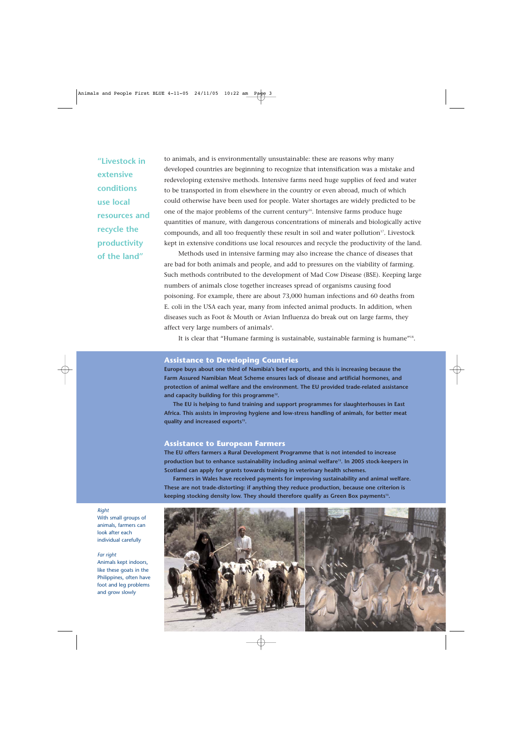"Livestock in extensive conditions use local resources and recycle the productivity of the land"

to animals, and is environmentally unsustainable: these are reasons why many developed countries are beginning to recognize that intensification was a mistake and redeveloping extensive methods. Intensive farms need huge supplies of feed and water to be transported in from elsewhere in the country or even abroad, much of which could otherwise have been used for people. Water shortages are widely predicted to be one of the major problems of the current century[16]. Intensive farms produce huge quantities of manure, with dangerous concentrations of minerals and biologically active compounds, and all too frequently these result in soil and water pollution[17]. Livestock kept in extensive conditions use local resources and recycle the productivity of the land.

Methods used in intensive farming may also increase the chance of diseases that are bad for both animals and people, and add to pressures on the viability of farming. Such methods contributed to the development of Mad Cow Disease (BSE). Keeping large numbers of animals close together increases spread of organisms causing food poisoning. For example, there are about 73,000 human infections and 60 deaths from E. coli in the USA each year, many from infected animal products. In addition, when diseases such as Foot & Mouth or Avian Influenza do break out on large farms, they affect very large numbers of animals[9].

It is clear that "Humane farming is sustainable, sustainable farming is humane"[18].

## Assistance to Developing Countries

**Europe buys about one third of Namibia's beef exports, and this is increasing because the Farm Assured Namibian Meat Scheme ensures lack of disease and artificial hormones, and protection of animal welfare and the environment. The EU provided trade-related assistance and capacity building for this programme[12].**

**The EU is helping to fund training and support programmes for slaughterhouses in East Africa. This assists in improving hygiene and low-stress handling of animals, for better meat quality and increased exports[15].**

## Assistance to European Farmers

**The EU offers farmers a Rural Development Programme that is not intended to increase production but to enhance sustainability including animal welfare[13]. In 2005 stock-keepers in Scotland can apply for grants towards training in veterinary health schemes.**

**Farmers in Wales have received payments for improving sustainability and animal welfare. These are not trade-distorting: if anything they reduce production, because one criterion is keeping stocking density low. They should therefore qualify as Green Box payments[13].**

*Right*
With small groups of animals, farmers can look after each individual carefully

*Far right*
Animals kept indoors, like these goats in the Philippines, often have foot and leg problems and grow slowly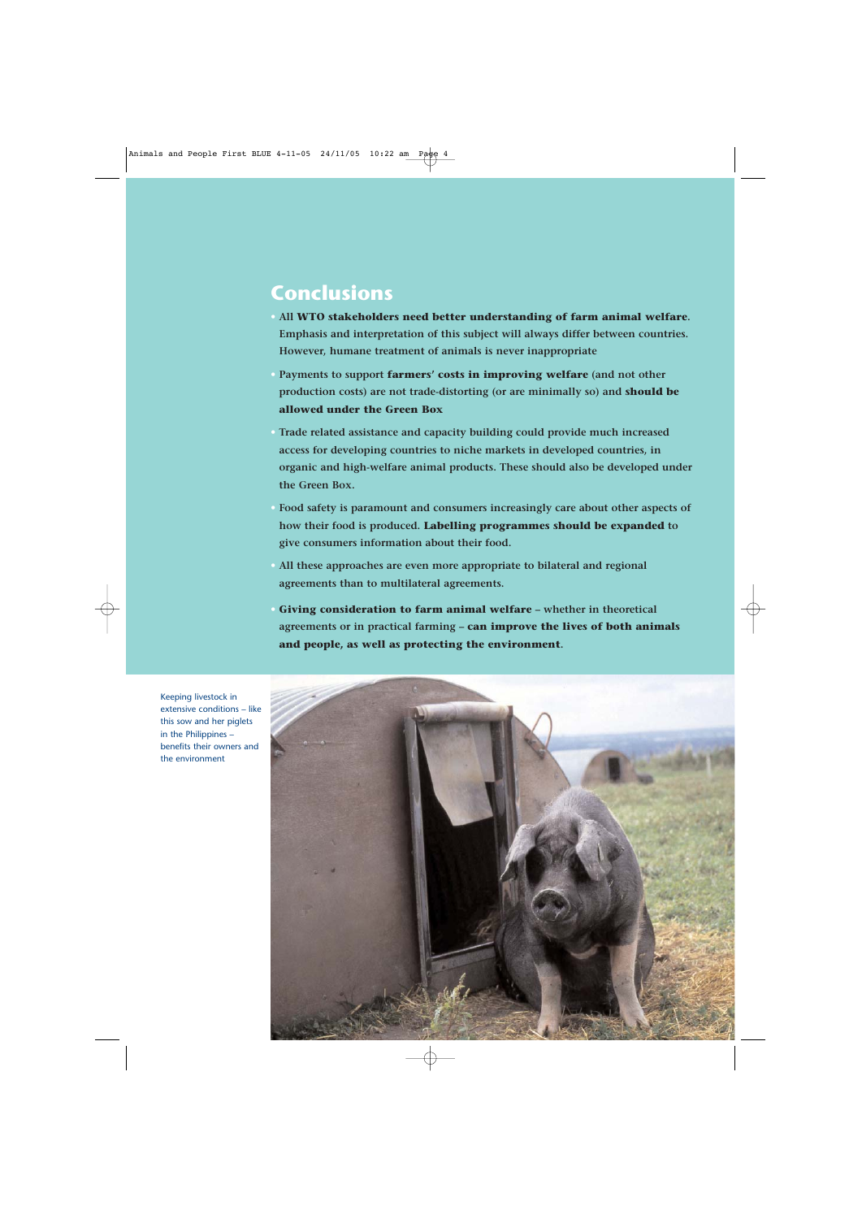# Conclusions

- All **WTO stakeholders need better understanding of farm animal welfare**. Emphasis and interpretation of this subject will always differ between countries. However, humane treatment of animals is never inappropriate
- Payments to support **farmers' costs in improving welfare** (and not other production costs) are not trade-distorting (or are minimally so) and **should be allowed under the Green Box**
- Trade related assistance and capacity building could provide much increased access for developing countries to niche markets in developed countries, in organic and high-welfare animal products. These should also be developed under the Green Box.
- Food safety is paramount and consumers increasingly care about other aspects of how their food is produced. **Labelling programmes should be expanded** to give consumers information about their food.
- All these approaches are even more appropriate to bilateral and regional agreements than to multilateral agreements.
- **Giving consideration to farm animal welfare** – whether in theoretical agreements or in practical farming – **can improve the lives of both animals and people, as well as protecting the environment**.

Keeping livestock in extensive conditions – like this sow and her piglets in the Philippines – benefits their owners and the environment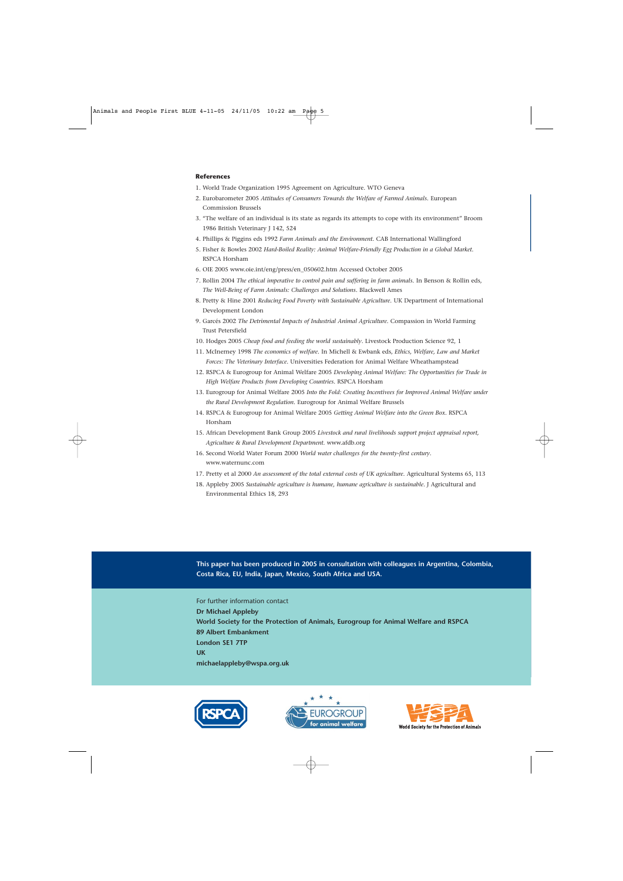**References**

1. World Trade Organization 1995 Agreement on Agriculture. WTO Geneva
2. Eurobarometer 2005 *Attitudes of Consumers Towards the Welfare of Farmed Animals*. European Commission Brussels
3. "The welfare of an individual is its state as regards its attempts to cope with its environment" Broom 1986 British Veterinary J 142, 524
4. Phillips & Piggins eds 1992 *Farm Animals and the Environment*. CAB International Wallingford
5. Fisher & Bowles 2002 *Hard-Boiled Reality: Animal Welfare-Friendly Egg Production in a Global Market*. RSPCA Horsham
6. OIE 2005 www.oie.int/eng/press/en_050602.htm Accessed October 2005
7. Rollin 2004 *The ethical imperative to control pain and suffering in farm animals*. In Benson & Rollin eds, *The Well-Being of Farm Animals: Challenges and Solutions*. Blackwell Ames
8. Pretty & Hine 2001 *Reducing Food Poverty with Sustainable Agriculture*. UK Department of International Development London
9. Garcés 2002 *The Detrimental Impacts of Industrial Animal Agriculture*. Compassion in World Farming Trust Petersfield
10. Hodges 2005 *Cheap food and feeding the world sustainably*. Livestock Production Science 92, 1
11. McInerney 1998 *The economics of welfare*. In Michell & Ewbank eds, *Ethics, Welfare, Law and Market Forces: The Veterinary Interface*. Universities Federation for Animal Welfare Wheathampstead
12. RSPCA & Eurogroup for Animal Welfare 2005 *Developing Animal Welfare: The Opportunities for Trade in High Welfare Products from Developing Countries*. RSPCA Horsham
13. Eurogroup for Animal Welfare 2005 *Into the Fold: Creating Incentives for Improved Animal Welfare under the Rural Development Regulation*. Eurogroup for Animal Welfare Brussels
14. RSPCA & Eurogroup for Animal Welfare 2005 *Getting Animal Welfare into the Green Box*. RSPCA Horsham
15. African Development Bank Group 2005 *Livestock and rural livelihoods support project appraisal report, Agriculture & Rural Development Department*. www.afdb.org
16. Second World Water Forum 2000 *World water challenges for the twenty-first century*. www.waternunc.com
17. Pretty et al 2000 *An assessment of the total external costs of UK agriculture*. Agricultural Systems 65, 113
18. Appleby 2005 *Sustainable agriculture is humane, humane agriculture is sustainable*. J Agricultural and Environmental Ethics 18, 293

**This paper has been produced in 2005 in consultation with colleagues in Argentina, Colombia, Costa Rica, EU, India, Japan, Mexico, South Africa and USA.**

For further information contact
**Dr Michael Appleby**
**World Society for the Protection of Animals, Eurogroup for Animal Welfare and RSPCA**
**89 Albert Embankment**
**London SE1 7TP**
**UK**
**michaelappleby@wspa.org.uk**

RSPCA

EUROGROUP for animal welfare

WSPA World Society for the Protection of Animals